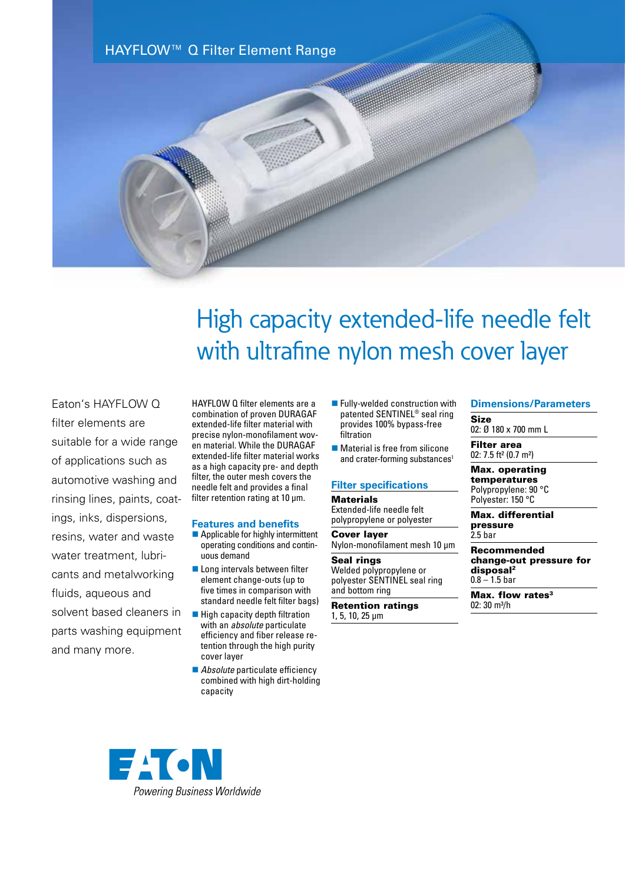HAYFLOW™ Q Filter Element Range

# High capacity extended-life needle felt with ultrafine nylon mesh cover layer

Eaton's HAYFLOW Q filter elements are suitable for a wide range of applications such as automotive washing and rinsing lines, paints, coatings, inks, dispersions, resins, water and waste water treatment, lubricants and metalworking fluids, aqueous and solvent based cleaners in parts washing equipment and many more.

HAYFLOW Q filter elements are a combination of proven DURAGAF extended-life filter material with precise nylon-monofilament woven material. While the DURAGAF extended-life filter material works as a high capacity pre- and depth filter, the outer mesh covers the needle felt and provides a final filter retention rating at 10 µm.

## Features and benefits

- Applicable for highly intermittent operating conditions and continuous demand
- Long intervals between filter element change-outs (up to five times in comparison with standard needle felt filter bags)
- High capacity depth filtration with an *absolute* particulate efficiency and fiber release retention through the high purity cover layer
- *Absolute* particulate efficiency combined with high dirt-holding capacity
- Fully-welded construction with patented SENTINEL® seal ring provides 100% bypass-free filtration
- Material is free from silicone and crater-forming substances[1]

## Filter specifications

**Materials**
Extended-life needle felt polypropylene or polyester

**Cover layer**
Nylon-monofilament mesh 10 µm

**Seal rings**
Welded polypropylene or polyester SENTINEL seal ring and bottom ring

**Retention ratings**
1, 5, 10, 25 µm

## Dimensions/Parameters

**Size**
02: Ø 180 x 700 mm L

**Filter area**
02: 7.5 ft² (0.7 m²)

**Max. operating temperatures**
Polypropylene: 90 °C
Polyester: 150 °C

**Max. differential pressure**
2.5 bar

**Recommended change-out pressure for disposal**[2]
0.8 – 1.5 bar

**Max. flow rates**[3]
02: 30 m³/h

EATON
*Powering Business Worldwide*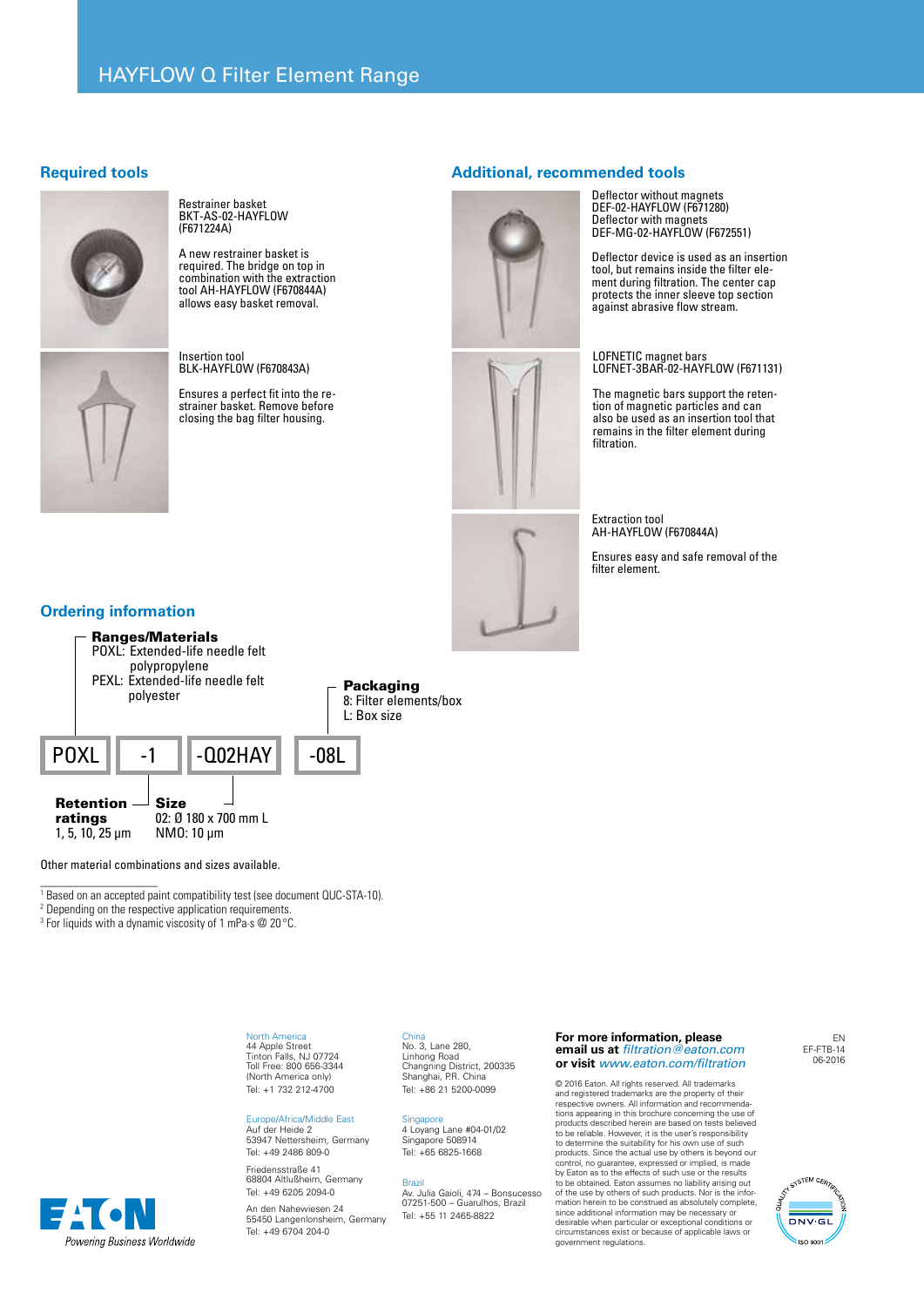# HAYFLOW Q Filter Element Range

## Required tools

Restrainer basket
BKT-AS-02-HAYFLOW
(F671224A)

A new restrainer basket is required. The bridge on top in combination with the extraction tool AH-HAYFLOW (F670844A) allows easy basket removal.

Insertion tool
BLK-HAYFLOW (F670843A)

Ensures a perfect fit into the restrainer basket. Remove before closing the bag filter housing.

## Additional, recommended tools

Deflector without magnets
DEF-02-HAYFLOW (F671280)
Deflector with magnets
DEF-MG-02-HAYFLOW (F672551)

Deflector device is used as an insertion tool, but remains inside the filter element during filtration. The center cap protects the inner sleeve top section against abrasive flow stream.

LOFNETIC magnet bars
LOFNET-3BAR-02-HAYFLOW (F671131)

The magnetic bars support the retention of magnetic particles and can also be used as an insertion tool that remains in the filter element during filtration.

Extraction tool
AH-HAYFLOW (F670844A)

Ensures easy and safe removal of the filter element.

## Ordering information

**Ranges/Materials**
POXL: Extended-life needle felt polypropylene
PEXL: Extended-life needle felt polyester

**Packaging**
8: Filter elements/box
L: Box size

POXL | -1 | -Q02HAY | -08L

**Retention ratings**
1, 5, 10, 25 µm

**Size**
02: Ø 180 x 700 mm L
NMO: 10 µm

Other material combinations and sizes available.

[1] Based on an accepted paint compatibility test (see document QUC-STA-10).
[2] Depending on the respective application requirements.
[3] For liquids with a dynamic viscosity of 1 mPa·s @ 20 °C.

Powering Business Worldwide

North America
44 Apple Street
Tinton Falls, NJ 07724
Toll Free: 800 656-3344
(North America only)
Tel: +1 732 212-4700

Europe/Africa/Middle East
Auf der Heide 2
53947 Nettersheim, Germany
Tel: +49 2486 809-0

Friedensstraße 41
68804 Altlußheim, Germany
Tel: +49 6205 2094-0

An den Nahewiesen 24
55450 Langenlonsheim, Germany
Tel: +49 6704 204-0

China
No. 3, Lane 280,
Linhong Road
Changning District, 200335
Shanghai, P.R. China
Tel: +86 21 5200-0099

Singapore
4 Loyang Lane #04-01/02
Singapore 508914
Tel: +65 6825-1668

Brazil
Av. Julia Gaioli, 474 – Bonsucesso
07251-500 – Guarulhos, Brazil
Tel: +55 11 2465-8822

**For more information, please email us at** *filtration@eaton.com*
**or visit** *www.eaton.com/filtration*

© 2016 Eaton. All rights reserved. All trademarks and registered trademarks are the property of their respective owners. All information and recommendations appearing in this brochure concerning the use of products described herein are based on tests believed to be reliable. However, it is the user's responsibility to determine the suitability for his own use of such products. Since the actual use by others is beyond our control, no guarantee, expressed or implied, is made by Eaton as to the effects of such use or the results to be obtained. Eaton assumes no liability arising out of the use by others of such products. Nor is the information herein to be construed as absolutely complete, since additional information may be necessary or desirable when particular or exceptional conditions or circumstances exist or because of applicable laws or government regulations.

EN
EF-FTB-14
06-2016